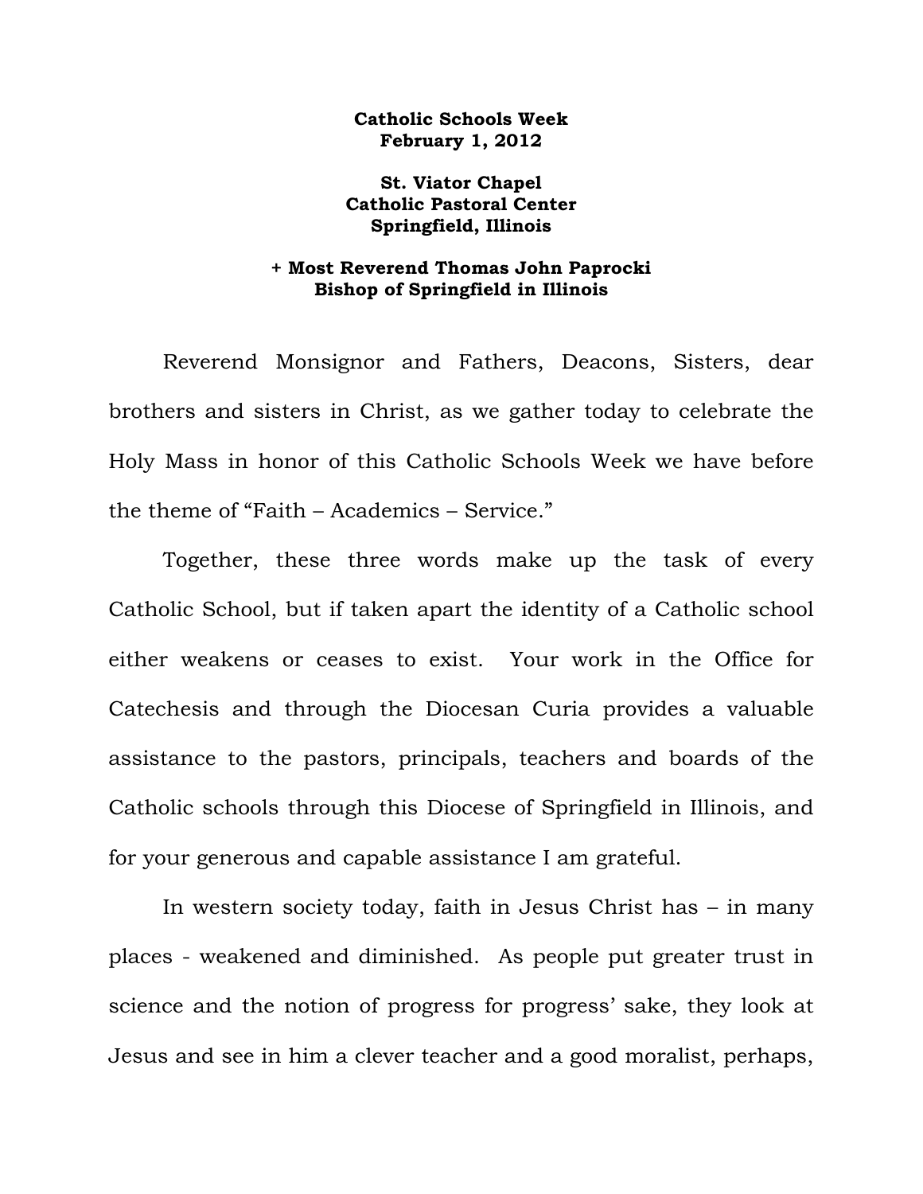**Catholic Schools Week**
**February 1, 2012**

**St. Viator Chapel**
**Catholic Pastoral Center**
**Springfield, Illinois**

**+ Most Reverend Thomas John Paprocki**
**Bishop of Springfield in Illinois**

Reverend Monsignor and Fathers, Deacons, Sisters, dear brothers and sisters in Christ, as we gather today to celebrate the Holy Mass in honor of this Catholic Schools Week we have before the theme of "Faith – Academics – Service."

Together, these three words make up the task of every Catholic School, but if taken apart the identity of a Catholic school either weakens or ceases to exist. Your work in the Office for Catechesis and through the Diocesan Curia provides a valuable assistance to the pastors, principals, teachers and boards of the Catholic schools through this Diocese of Springfield in Illinois, and for your generous and capable assistance I am grateful.

In western society today, faith in Jesus Christ has – in many places - weakened and diminished. As people put greater trust in science and the notion of progress for progress' sake, they look at Jesus and see in him a clever teacher and a good moralist, perhaps,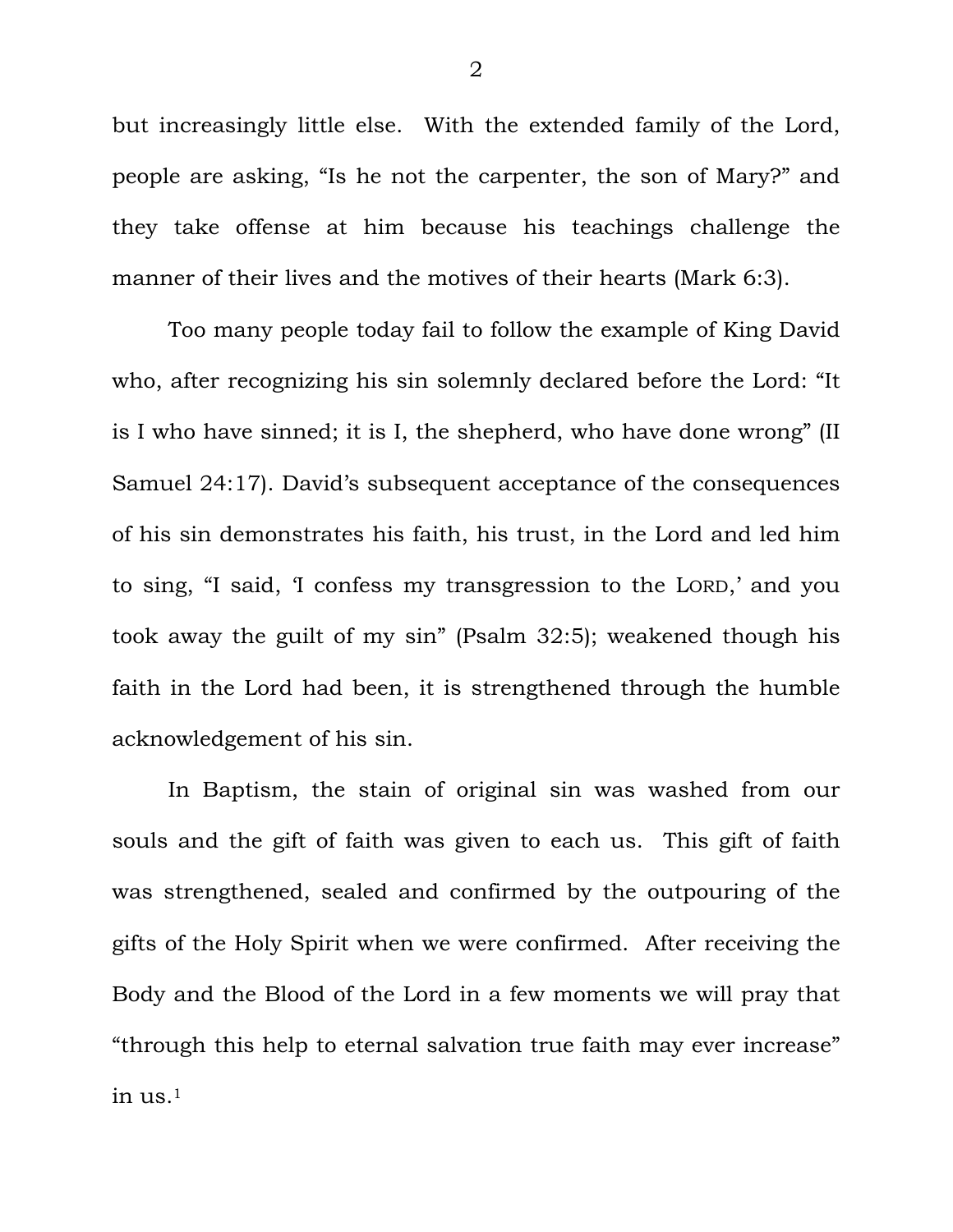but increasingly little else. With the extended family of the Lord, people are asking, "Is he not the carpenter, the son of Mary?" and they take offense at him because his teachings challenge the manner of their lives and the motives of their hearts (Mark 6:3).

Too many people today fail to follow the example of King David who, after recognizing his sin solemnly declared before the Lord: "It is I who have sinned; it is I, the shepherd, who have done wrong" (II Samuel 24:17). David's subsequent acceptance of the consequences of his sin demonstrates his faith, his trust, in the Lord and led him to sing, "I said, 'I confess my transgression to the LORD,' and you took away the guilt of my sin" (Psalm 32:5); weakened though his faith in the Lord had been, it is strengthened through the humble acknowledgement of his sin.

In Baptism, the stain of original sin was washed from our souls and the gift of faith was given to each us. This gift of faith was strengthened, sealed and confirmed by the outpouring of the gifts of the Holy Spirit when we were confirmed. After receiving the Body and the Blood of the Lord in a few moments we will pray that "through this help to eternal salvation true faith may ever increase" in us.[1]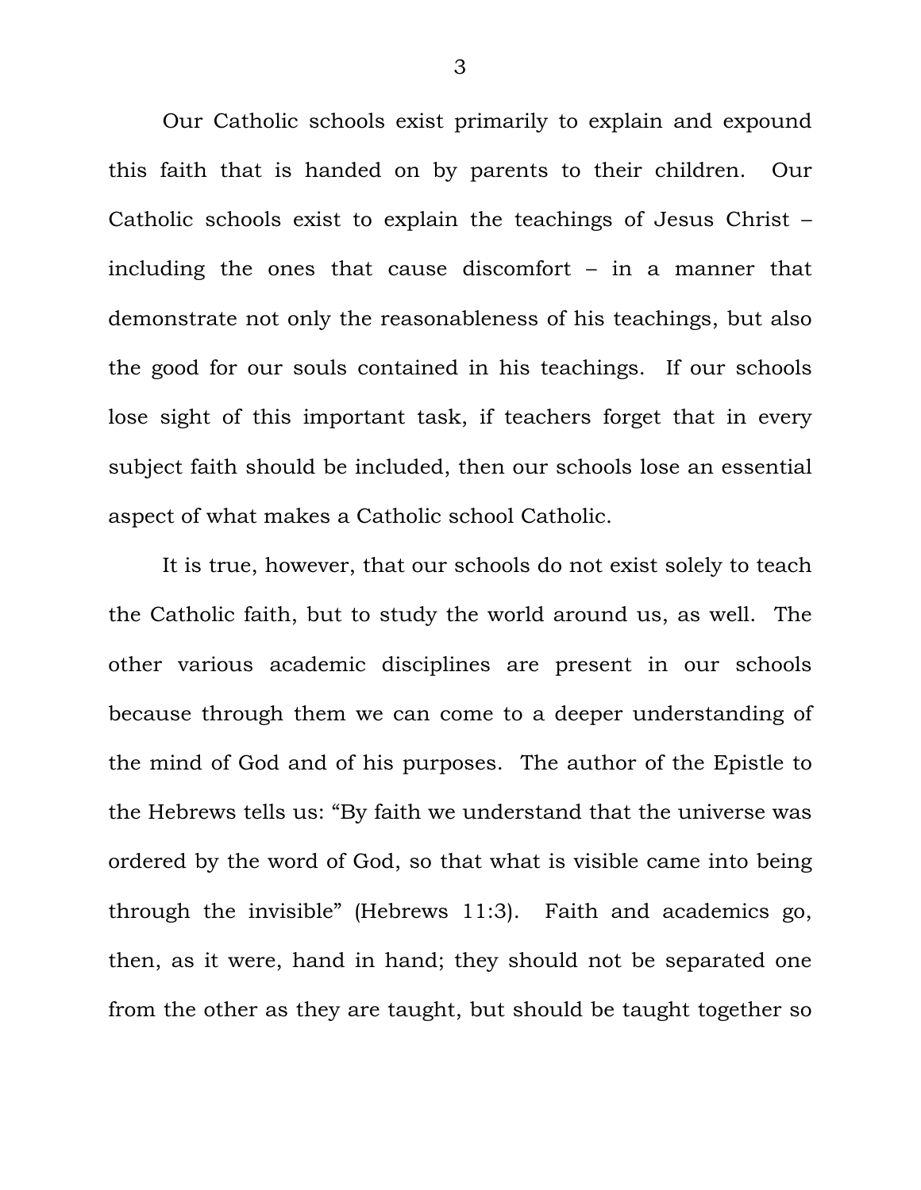Our Catholic schools exist primarily to explain and expound this faith that is handed on by parents to their children. Our Catholic schools exist to explain the teachings of Jesus Christ – including the ones that cause discomfort – in a manner that demonstrate not only the reasonableness of his teachings, but also the good for our souls contained in his teachings. If our schools lose sight of this important task, if teachers forget that in every subject faith should be included, then our schools lose an essential aspect of what makes a Catholic school Catholic.

It is true, however, that our schools do not exist solely to teach the Catholic faith, but to study the world around us, as well. The other various academic disciplines are present in our schools because through them we can come to a deeper understanding of the mind of God and of his purposes. The author of the Epistle to the Hebrews tells us: "By faith we understand that the universe was ordered by the word of God, so that what is visible came into being through the invisible" (Hebrews 11:3). Faith and academics go, then, as it were, hand in hand; they should not be separated one from the other as they are taught, but should be taught together so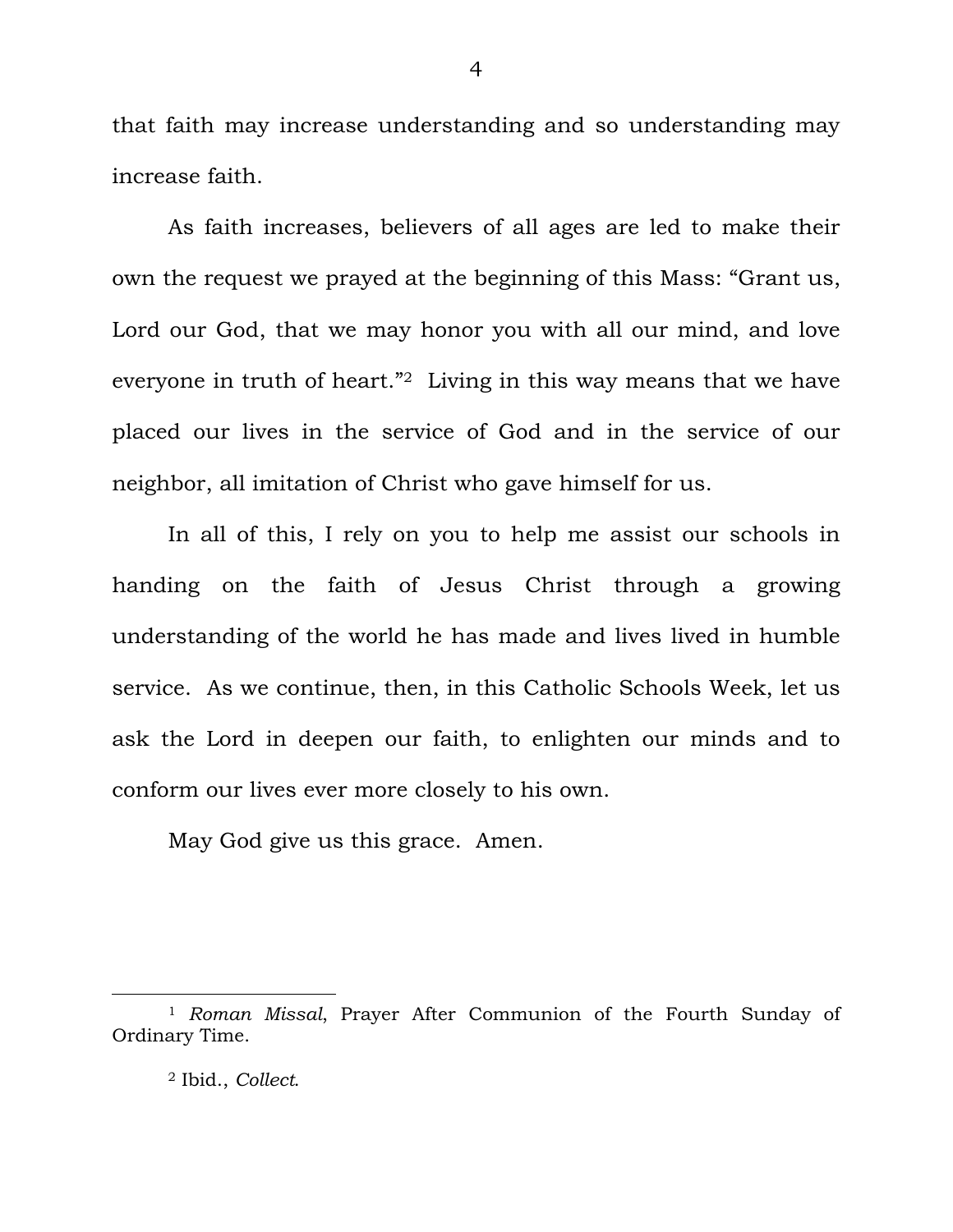that faith may increase understanding and so understanding may increase faith.

As faith increases, believers of all ages are led to make their own the request we prayed at the beginning of this Mass: "Grant us, Lord our God, that we may honor you with all our mind, and love everyone in truth of heart."[2] Living in this way means that we have placed our lives in the service of God and in the service of our neighbor, all imitation of Christ who gave himself for us.

In all of this, I rely on you to help me assist our schools in handing on the faith of Jesus Christ through a growing understanding of the world he has made and lives lived in humble service. As we continue, then, in this Catholic Schools Week, let us ask the Lord in deepen our faith, to enlighten our minds and to conform our lives ever more closely to his own.

May God give us this grace. Amen.

---

[1] *Roman Missal*, Prayer After Communion of the Fourth Sunday of Ordinary Time.

[2] Ibid., *Collect*.